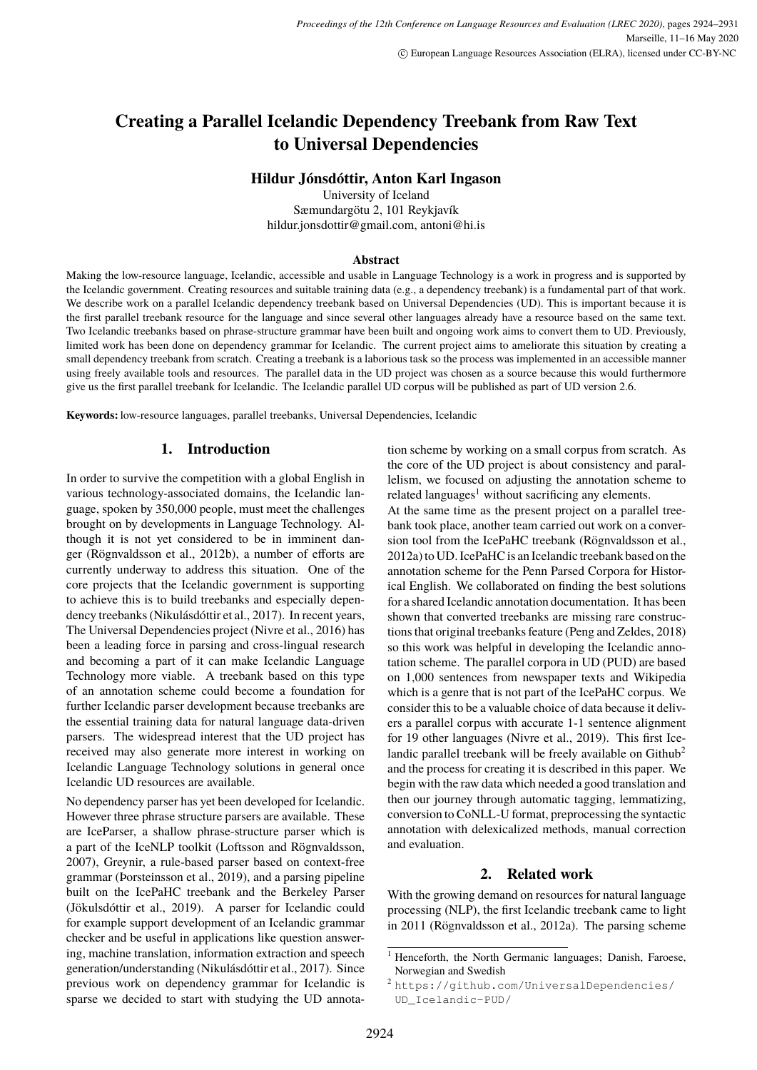# Creating a Parallel Icelandic Dependency Treebank from Raw Text to Universal Dependencies

**Hildur Jónsdóttir, Anton Karl Ingason**

University of Iceland
Sæmundargötu 2, 101 Reykjavík
hildur.jonsdottir@gmail.com, antoni@hi.is

### Abstract

Making the low-resource language, Icelandic, accessible and usable in Language Technology is a work in progress and is supported by the Icelandic government. Creating resources and suitable training data (e.g., a dependency treebank) is a fundamental part of that work. We describe work on a parallel Icelandic dependency treebank based on Universal Dependencies (UD). This is important because it is the first parallel treebank resource for the language and since several other languages already have a resource based on the same text. Two Icelandic treebanks based on phrase-structure grammar have been built and ongoing work aims to convert them to UD. Previously, limited work has been done on dependency grammar for Icelandic. The current project aims to ameliorate this situation by creating a small dependency treebank from scratch. Creating a treebank is a laborious task so the process was implemented in an accessible manner using freely available tools and resources. The parallel data in the UD project was chosen as a source because this would furthermore give us the first parallel treebank for Icelandic. The Icelandic parallel UD corpus will be published as part of UD version 2.6.

**Keywords:** low-resource languages, parallel treebanks, Universal Dependencies, Icelandic

## 1. Introduction

In order to survive the competition with a global English in various technology-associated domains, the Icelandic language, spoken by 350,000 people, must meet the challenges brought on by developments in Language Technology. Although it is not yet considered to be in imminent danger (Rögnvaldsson et al., 2012b), a number of efforts are currently underway to address this situation. One of the core projects that the Icelandic government is supporting to achieve this is to build treebanks and especially dependency treebanks (Nikulásdóttir et al., 2017). In recent years, The Universal Dependencies project (Nivre et al., 2016) has been a leading force in parsing and cross-lingual research and becoming a part of it can make Icelandic Language Technology more viable. A treebank based on this type of an annotation scheme could become a foundation for further Icelandic parser development because treebanks are the essential training data for natural language data-driven parsers. The widespread interest that the UD project has received may also generate more interest in working on Icelandic Language Technology solutions in general once Icelandic UD resources are available.

No dependency parser has yet been developed for Icelandic. However three phrase structure parsers are available. These are IceParser, a shallow phrase-structure parser which is a part of the IceNLP toolkit (Loftsson and Rögnvaldsson, 2007), Greynir, a rule-based parser based on context-free grammar (Þorsteinsson et al., 2019), and a parsing pipeline built on the IcePaHC treebank and the Berkeley Parser (Jökulsdóttir et al., 2019). A parser for Icelandic could for example support development of an Icelandic grammar checker and be useful in applications like question answering, machine translation, information extraction and speech generation/understanding (Nikulásdóttir et al., 2017). Since previous work on dependency grammar for Icelandic is sparse we decided to start with studying the UD annotation scheme by working on a small corpus from scratch. As the core of the UD project is about consistency and parallelism, we focused on adjusting the annotation scheme to related languages[1] without sacrificing any elements.

At the same time as the present project on a parallel treebank took place, another team carried out work on a conversion tool from the IcePaHC treebank (Rögnvaldsson et al., 2012a) to UD. IcePaHC is an Icelandic treebank based on the annotation scheme for the Penn Parsed Corpora for Historical English. We collaborated on finding the best solutions for a shared Icelandic annotation documentation. It has been shown that converted treebanks are missing rare constructions that original treebanks feature (Peng and Zeldes, 2018) so this work was helpful in developing the Icelandic annotation scheme. The parallel corpora in UD (PUD) are based on 1,000 sentences from newspaper texts and Wikipedia which is a genre that is not part of the IcePaHC corpus. We consider this to be a valuable choice of data because it delivers a parallel corpus with accurate 1-1 sentence alignment for 19 other languages (Nivre et al., 2019). This first Icelandic parallel treebank will be freely available on Github[2] and the process for creating it is described in this paper. We begin with the raw data which needed a good translation and then our journey through automatic tagging, lemmatizing, conversion to CoNLL-U format, preprocessing the syntactic annotation with delexicalized methods, manual correction and evaluation.

## 2. Related work

With the growing demand on resources for natural language processing (NLP), the first Icelandic treebank came to light in 2011 (Rögnvaldsson et al., 2012a). The parsing scheme

[1] Henceforth, the North Germanic languages; Danish, Faroese, Norwegian and Swedish

[2] https://github.com/UniversalDependencies/UD_Icelandic-PUD/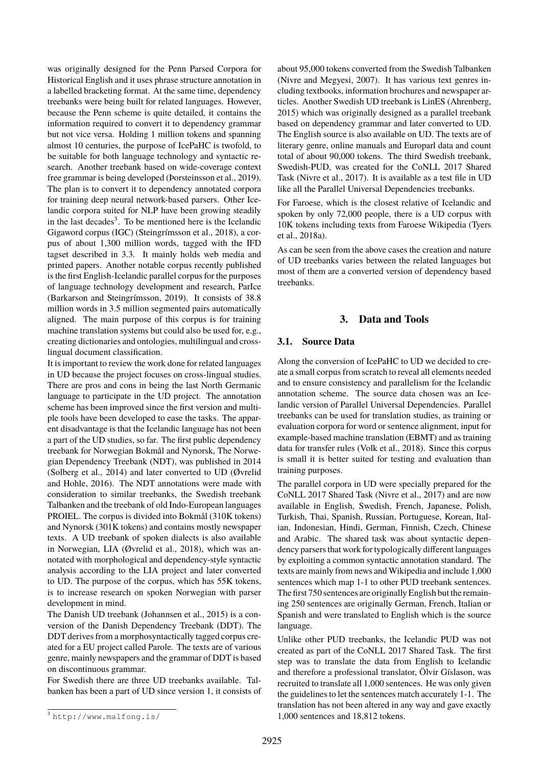was originally designed for the Penn Parsed Corpora for Historical English and it uses phrase structure annotation in a labelled bracketing format. At the same time, dependency treebanks were being built for related languages. However, because the Penn scheme is quite detailed, it contains the information required to convert it to dependency grammar but not vice versa. Holding 1 million tokens and spanning almost 10 centuries, the purpose of IcePaHC is twofold, to be suitable for both language technology and syntactic research. Another treebank based on wide-coverage context free grammar is being developed (Þorsteinsson et al., 2019). The plan is to convert it to dependency annotated corpora for training deep neural network-based parsers. Other Icelandic corpora suited for NLP have been growing steadily in the last decades[3]. To be mentioned here is the Icelandic Gigaword corpus (IGC) (Steingrímsson et al., 2018), a corpus of about 1,300 million words, tagged with the IFD tagset described in 3.3. It mainly holds web media and printed papers. Another notable corpus recently published is the first English-Icelandic parallel corpus for the purposes of language technology development and research, ParIce (Barkarson and Steingrímsson, 2019). It consists of 38.8 million words in 3.5 million segmented pairs automatically aligned. The main purpose of this corpus is for training machine translation systems but could also be used for, e.g., creating dictionaries and ontologies, multilingual and cross-lingual document classification.

It is important to review the work done for related languages in UD because the project focuses on cross-lingual studies. There are pros and cons in being the last North Germanic language to participate in the UD project. The annotation scheme has been improved since the first version and multiple tools have been developed to ease the tasks. The apparent disadvantage is that the Icelandic language has not been a part of the UD studies, so far. The first public dependency treebank for Norwegian Bokmål and Nynorsk, The Norwegian Dependency Treebank (NDT), was published in 2014 (Solberg et al., 2014) and later converted to UD (Øvrelid and Hohle, 2016). The NDT annotations were made with consideration to similar treebanks, the Swedish treebank Talbanken and the treebank of old Indo-European languages PROIEL. The corpus is divided into Bokmål (310K tokens) and Nynorsk (301K tokens) and contains mostly newspaper texts. A UD treebank of spoken dialects is also available in Norwegian, LIA (Øvrelid et al., 2018), which was annotated with morphological and dependency-style syntactic analysis according to the LIA project and later converted to UD. The purpose of the corpus, which has 55K tokens, is to increase research on spoken Norwegian with parser development in mind.

The Danish UD treebank (Johannsen et al., 2015) is a conversion of the Danish Dependency Treebank (DDT). The DDT derives from a morphosyntactically tagged corpus created for a EU project called Parole. The texts are of various genre, mainly newspapers and the grammar of DDT is based on discontinuous grammar.

For Swedish there are three UD treebanks available. Talbanken has been a part of UD since version 1, it consists of about 95,000 tokens converted from the Swedish Talbanken (Nivre and Megyesi, 2007). It has various text genres including textbooks, information brochures and newspaper articles. Another Swedish UD treebank is LinES (Ahrenberg, 2015) which was originally designed as a parallel treebank based on dependency grammar and later converted to UD. The English source is also available on UD. The texts are of literary genre, online manuals and Europarl data and count total of about 90,000 tokens. The third Swedish treebank, Swedish-PUD, was created for the CoNLL 2017 Shared Task (Nivre et al., 2017). It is available as a test file in UD like all the Parallel Universal Dependencies treebanks.

For Faroese, which is the closest relative of Icelandic and spoken by only 72,000 people, there is a UD corpus with 10K tokens including texts from Faroese Wikipedia (Tyers et al., 2018a).

As can be seen from the above cases the creation and nature of UD treebanks varies between the related languages but most of them are a converted version of dependency based treebanks.

## 3. Data and Tools

### 3.1. Source Data

Along the conversion of IcePaHC to UD we decided to create a small corpus from scratch to reveal all elements needed and to ensure consistency and parallelism for the Icelandic annotation scheme. The source data chosen was an Icelandic version of Parallel Universal Dependencies. Parallel treebanks can be used for translation studies, as training or evaluation corpora for word or sentence alignment, input for example-based machine translation (EBMT) and as training data for transfer rules (Volk et al., 2018). Since this corpus is small it is better suited for testing and evaluation than training purposes.

The parallel corpora in UD were specially prepared for the CoNLL 2017 Shared Task (Nivre et al., 2017) and are now available in English, Swedish, French, Japanese, Polish, Turkish, Thai, Spanish, Russian, Portuguese, Korean, Italian, Indonesian, Hindi, German, Finnish, Czech, Chinese and Arabic. The shared task was about syntactic dependency parsers that work for typologically different languages by exploiting a common syntactic annotation standard. The texts are mainly from news and Wikipedia and include 1,000 sentences which map 1-1 to other PUD treebank sentences. The first 750 sentences are originally English but the remaining 250 sentences are originally German, French, Italian or Spanish and were translated to English which is the source language.

Unlike other PUD treebanks, the Icelandic PUD was not created as part of the CoNLL 2017 Shared Task. The first step was to translate the data from English to Icelandic and therefore a professional translator, Ölvir Gíslason, was recruited to translate all 1,000 sentences. He was only given the guidelines to let the sentences match accurately 1-1. The translation has not been altered in any way and gave exactly 1,000 sentences and 18,812 tokens.

[3] http://www.malfong.is/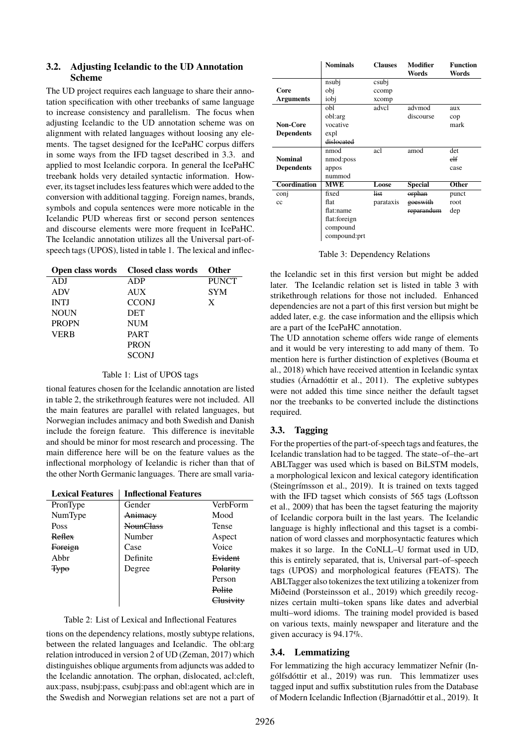### 3.2. Adjusting Icelandic to the UD Annotation Scheme

The UD project requires each language to share their annotation specification with other treebanks of same language to increase consistency and parallelism. The focus when adjusting Icelandic to the UD annotation scheme was on alignment with related languages without loosing any elements. The tagset designed for the IcePaHC corpus differs in some ways from the IFD tagset described in 3.3. and applied to most Icelandic corpora. In general the IcePaHC treebank holds very detailed syntactic information. However, its tagset includes less features which were added to the conversion with additional tagging. Foreign names, brands, symbols and copula sentences were more noticable in the Icelandic PUD whereas first or second person sentences and discourse elements were more frequent in IcePaHC. The Icelandic annotation utilizes all the Universal part-of-speech tags (UPOS), listed in table 1. The lexical and inflectional features chosen for the Icelandic annotation are listed in table 2, the strikethrough features were not included. All the main features are parallel with related languages, but Norwegian includes animacy and both Swedish and Danish include the foreign feature. This difference is inevitable and should be minor for most research and processing. The main difference here will be on the feature values as the inflectional morphology of Icelandic is richer than that of the other North Germanic languages. There are small variations on the dependency relations, mostly subtype relations, between the related languages and Icelandic. The obl:arg relation introduced in version 2 of UD (Zeman, 2017) which distinguishes oblique arguments from adjuncts was added to the Icelandic annotation. The orphan, dislocated, acl:cleft, aux:pass, nsubj:pass, csubj:pass and obl:agent which are in the Swedish and Norwegian relations set are not a part of the Icelandic set in this first version but might be added later. The Icelandic relation set is listed in table 3 with strikethrough relations for those not included. Enhanced dependencies are not a part of this first version but might be added later, e.g. the case information and the ellipsis which are a part of the IcePaHC annotation.

| Open class words | Closed class words | Other |
|---|---|---|
| ADJ | ADP | PUNCT |
| ADV | AUX | SYM |
| INTJ | CCONJ | X |
| NOUN | DET | |
| PROPN | NUM | |
| VERB | PART | |
| | PRON | |
| | SCONJ | |

Table 1: List of UPOS tags

| Lexical Features | Inflectional Features | |
|---|---|---|
| PronType | Gender | VerbForm |
| NumType | ~~Animacy~~ | Mood |
| Poss | ~~NounClass~~ | Tense |
| ~~Reflex~~ | Number | Aspect |
| ~~Foreign~~ | Case | Voice |
| Abbr | Definite | ~~Evident~~ |
| ~~Typo~~ | Degree | ~~Polarity~~ |
| | | Person |
| | | ~~Polite~~ |
| | | ~~Clusivity~~ |

Table 2: List of Lexical and Inflectional Features

| | Nominals | Clauses | Modifier Words | Function Words |
|---|---|---|---|---|
| **Core Arguments** | nsubj<br>obj<br>iobj | csubj<br>ccomp<br>xcomp | | |
| **Non-Core Dependents** | obl<br>obl:arg<br>vocative<br>expl<br>~~dislocated~~ | advcl | advmod<br>discourse | aux<br>cop<br>mark |
| **Nominal Dependents** | nmod<br>nmod:poss<br>appos<br>nummod | acl | amod | det<br>~~clf~~<br>case |
| **Coordination** | **MWE** | **Loose** | **Special** | **Other** |
| conj<br>cc | fixed<br>flat<br>flat:name<br>flat:foreign<br>compound<br>compound:prt | ~~list~~<br>parataxis | ~~orphan~~<br>~~goeswith~~<br>~~reparandum~~ | punct<br>root<br>dep |

Table 3: Dependency Relations

The UD annotation scheme offers wide range of elements and it would be very interesting to add many of them. To mention here is further distinction of expletives (Bouma et al., 2018) which have received attention in Icelandic syntax studies (Árnadóttir et al., 2011). The expletive subtypes were not added this time since neither the default tagset nor the treebanks to be converted include the distinctions required.

### 3.3. Tagging

For the properties of the part-of-speech tags and features, the Icelandic translation had to be tagged. The state–of–the–art ABLTagger was used which is based on BiLSTM models, a morphological lexicon and lexical category identification (Steingrímsson et al., 2019). It is trained on texts tagged with the IFD tagset which consists of 565 tags (Loftsson et al., 2009) that has been the tagset featuring the majority of Icelandic corpora built in the last years. The Icelandic language is highly inflectional and this tagset is a combination of word classes and morphosyntactic features which makes it so large. In the CoNLL–U format used in UD, this is entirely separated, that is, Universal part–of–speech tags (UPOS) and morphological features (FEATS). The ABLTagger also tokenizes the text utilizing a tokenizer from Miðeind (Þorsteinsson et al., 2019) which greedily recognizes certain multi–token spans like dates and adverbial multi–word idioms. The training model provided is based on various texts, mainly newspaper and literature and the given accuracy is 94.17%.

### 3.4. Lemmatizing

For lemmatizing the high accuracy lemmatizer Nefnir (Ingólfsdóttir et al., 2019) was run. This lemmatizer uses tagged input and suffix substitution rules from the Database of Modern Icelandic Inflection (Bjarnadóttir et al., 2019). It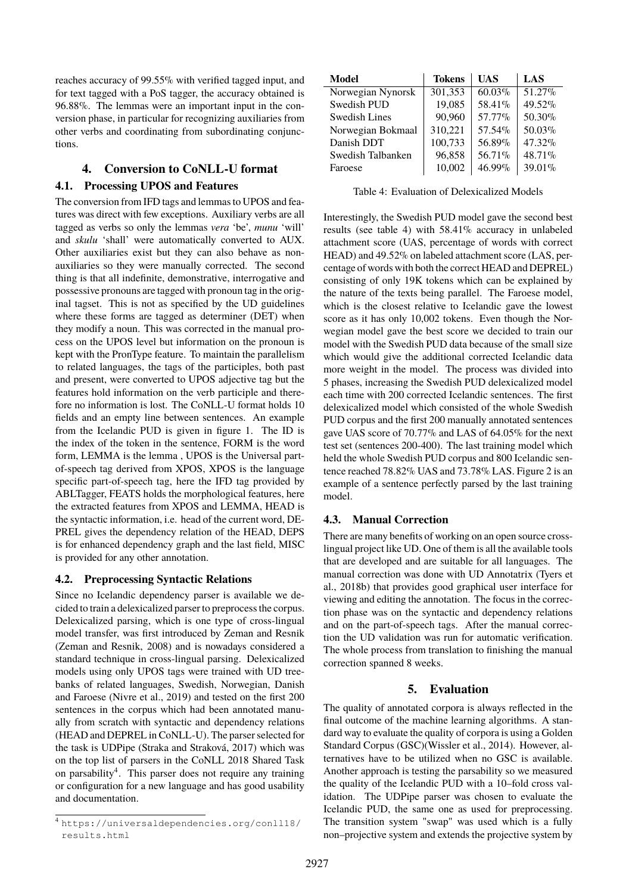reaches accuracy of 99.55% with verified tagged input, and for text tagged with a PoS tagger, the accuracy obtained is 96.88%. The lemmas were an important input in the conversion phase, in particular for recognizing auxiliaries from other verbs and coordinating from subordinating conjunctions.

## 4. Conversion to CoNLL-U format

### 4.1. Processing UPOS and Features

The conversion from IFD tags and lemmas to UPOS and features was direct with few exceptions. Auxiliary verbs are all tagged as verbs so only the lemmas *vera* 'be', *munu* 'will' and *skulu* 'shall' were automatically converted to AUX. Other auxiliaries exist but they can also behave as non-auxiliaries so they were manually corrected. The second thing is that all indefinite, demonstrative, interrogative and possessive pronouns are tagged with pronoun tag in the original tagset. This is not as specified by the UD guidelines where these forms are tagged as determiner (DET) when they modify a noun. This was corrected in the manual process on the UPOS level but information on the pronoun is kept with the PronType feature. To maintain the parallelism to related languages, the tags of the participles, both past and present, were converted to UPOS adjective tag but the features hold information on the verb participle and therefore no information is lost. The CoNLL-U format holds 10 fields and an empty line between sentences. An example from the Icelandic PUD is given in figure 1. The ID is the index of the token in the sentence, FORM is the word form, LEMMA is the lemma , UPOS is the Universal part-of-speech tag derived from XPOS, XPOS is the language specific part-of-speech tag, here the IFD tag provided by ABLTagger, FEATS holds the morphological features, here the extracted features from XPOS and LEMMA, HEAD is the syntactic information, i.e. head of the current word, DEPREL gives the dependency relation of the HEAD, DEPS is for enhanced dependency graph and the last field, MISC is provided for any other annotation.

### 4.2. Preprocessing Syntactic Relations

Since no Icelandic dependency parser is available we decided to train a delexicalized parser to preprocess the corpus. Delexicalized parsing, which is one type of cross-lingual model transfer, was first introduced by Zeman and Resnik (Zeman and Resnik, 2008) and is nowadays considered a standard technique in cross-lingual parsing. Delexicalized models using only UPOS tags were trained with UD treebanks of related languages, Swedish, Norwegian, Danish and Faroese (Nivre et al., 2019) and tested on the first 200 sentences in the corpus which had been annotated manually from scratch with syntactic and dependency relations (HEAD and DEPREL in CoNLL-U). The parser selected for the task is UDPipe (Straka and Straková, 2017) which was on the top list of parsers in the CoNLL 2018 Shared Task on parsability[4]. This parser does not require any training or configuration for a new language and has good usability and documentation.

[4] https://universaldependencies.org/conll18/results.html

| Model | Tokens | UAS | LAS |
|---|---|---|---|
| Norwegian Nynorsk | 301,353 | 60.03% | 51.27% |
| Swedish PUD | 19,085 | 58.41% | 49.52% |
| Swedish Lines | 90,960 | 57.77% | 50.30% |
| Norwegian Bokmaal | 310,221 | 57.54% | 50.03% |
| Danish DDT | 100,733 | 56.89% | 47.32% |
| Swedish Talbanken | 96,858 | 56.71% | 48.71% |
| Faroese | 10,002 | 46.99% | 39.01% |

Table 4: Evaluation of Delexicalized Models

Interestingly, the Swedish PUD model gave the second best results (see table 4) with 58.41% accuracy in unlabeled attachment score (UAS, percentage of words with correct HEAD) and 49.52% on labeled attachment score (LAS, percentage of words with both the correct HEAD and DEPREL) consisting of only 19K tokens which can be explained by the nature of the texts being parallel. The Faroese model, which is the closest relative to Icelandic gave the lowest score as it has only 10,002 tokens. Even though the Norwegian model gave the best score we decided to train our model with the Swedish PUD data because of the small size which would give the additional corrected Icelandic data more weight in the model. The process was divided into 5 phases, increasing the Swedish PUD delexicalized model each time with 200 corrected Icelandic sentences. The first delexicalized model which consisted of the whole Swedish PUD corpus and the first 200 manually annotated sentences gave UAS score of 70.77% and LAS of 64.05% for the next test set (sentences 200-400). The last training model which held the whole Swedish PUD corpus and 800 Icelandic sentence reached 78.82% UAS and 73.78% LAS. Figure 2 is an example of a sentence perfectly parsed by the last training model.

### 4.3. Manual Correction

There are many benefits of working on an open source cross-lingual project like UD. One of them is all the available tools that are developed and are suitable for all languages. The manual correction was done with UD Annotatrix (Tyers et al., 2018b) that provides good graphical user interface for viewing and editing the annotation. The focus in the correction phase was on the syntactic and dependency relations and on the part-of-speech tags. After the manual correction the UD validation was run for automatic verification. The whole process from translation to finishing the manual correction spanned 8 weeks.

## 5. Evaluation

The quality of annotated corpora is always reflected in the final outcome of the machine learning algorithms. A standard way to evaluate the quality of corpora is using a Golden Standard Corpus (GSC)(Wissler et al., 2014). However, alternatives have to be utilized when no GSC is available. Another approach is testing the parsability so we measured the quality of the Icelandic PUD with a 10–fold cross validation. The UDPipe parser was chosen to evaluate the Icelandic PUD, the same one as used for preprocessing. The transition system "swap" was used which is a fully non–projective system and extends the projective system by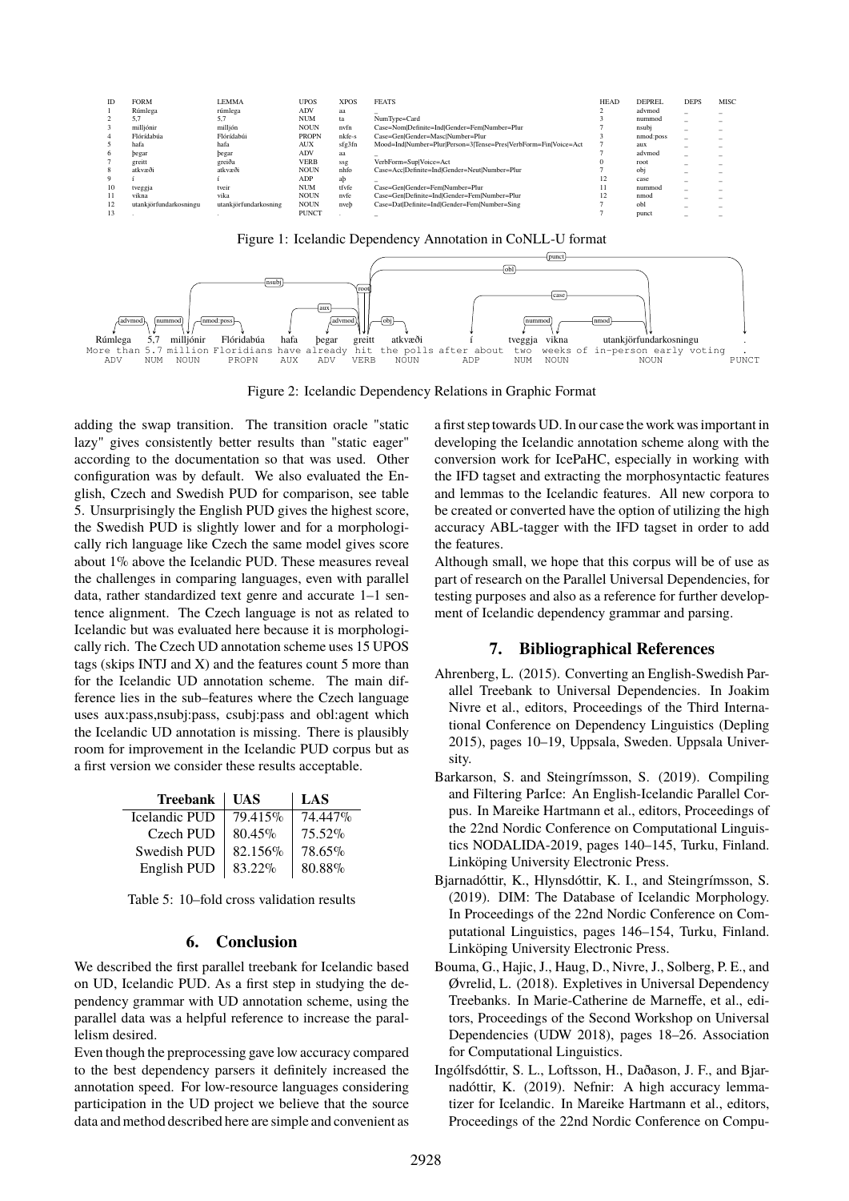| ID | FORM | LEMMA | UPOS | XPOS | FEATS | HEAD | DEPREL | DEPS | MISC |
|---|---|---|---|---|---|---|---|---|---|
| 1 | Rúmlega | rúmlega | ADV | aa | _ | 2 | advmod | _ | _ |
| 2 | 5,7 | 5,7 | NUM | ta | NumType=Card | 3 | nummod | _ | _ |
| 3 | milljónir | milljón | NOUN | nvfn | Case=Nom\|Definite=Ind\|Gender=Fem\|Number=Plur | 7 | nsubj | _ | _ |
| 4 | Flórídabúa | Flórídabúi | PROPN | nkfe-s | Case=Gen\|Gender=Masc\|Number=Plur | 3 | nmod:poss | _ | _ |
| 5 | hafa | hafa | AUX | sfg3fn | Mood=Ind\|Number=Plur\|Person=3\|Tense=Pres\|VerbForm=Fin\|Voice=Act | 7 | aux | _ | _ |
| 6 | þegar | þegar | ADV | aa | _ | 7 | advmod | _ | _ |
| 7 | greitt | greiða | VERB | ssg | VerbForm=Sup\|Voice=Act | 0 | root | _ | _ |
| 8 | atkvæði | atkvæði | NOUN | nhfo | Case=Acc\|Definite=Ind\|Gender=Neut\|Number=Plur | 7 | obj | _ | _ |
| 9 | í | í | ADP | aþ | _ | 12 | case | _ | _ |
| 10 | tveggja | tveir | NUM | tfvfe | Case=Gen\|Gender=Fem\|Number=Plur | 11 | nummod | _ | _ |
| 11 | vikna | vika | NOUN | nvfe | Case=Gen\|Definite=Ind\|Gender=Fem\|Number=Plur | 12 | nmod | _ | _ |
| 12 | utankjörfundarkosningu | utankjörfundarkosning | NOUN | nveþ | Case=Dat\|Definite=Ind\|Gender=Fem\|Number=Sing | 7 | obl | _ | _ |
| 13 | . | . | PUNCT | . | _ | 7 | punct | _ | _ |

Figure 1: Icelandic Dependency Annotation in CoNLL-U format

Figure 2: Icelandic Dependency Relations in Graphic Format

adding the swap transition. The transition oracle "static lazy" gives consistently better results than "static eager" according to the documentation so that was used. Other configuration was by default. We also evaluated the English, Czech and Swedish PUD for comparison, see table 5. Unsurprisingly the English PUD gives the highest score, the Swedish PUD is slightly lower and for a morphologically rich language like Czech the same model gives score about 1% above the Icelandic PUD. These measures reveal the challenges in comparing languages, even with parallel data, rather standardized text genre and accurate 1–1 sentence alignment. The Czech language is not as related to Icelandic but was evaluated here because it is morphologically rich. The Czech UD annotation scheme uses 15 UPOS tags (skips INTJ and X) and the features count 5 more than for the Icelandic UD annotation scheme. The main difference lies in the sub–features where the Czech language uses aux:pass,nsubj:pass, csubj:pass and obl:agent which the Icelandic UD annotation is missing. There is plausibly room for improvement in the Icelandic PUD corpus but as a first version we consider these results acceptable.

| Treebank | UAS | LAS |
|---|---|---|
| Icelandic PUD | 79.415% | 74.447% |
| Czech PUD | 80.45% | 75.52% |
| Swedish PUD | 82.156% | 78.65% |
| English PUD | 83.22% | 80.88% |

Table 5: 10–fold cross validation results

## 6. Conclusion

We described the first parallel treebank for Icelandic based on UD, Icelandic PUD. As a first step in studying the dependency grammar with UD annotation scheme, using the parallel data was a helpful reference to increase the parallelism desired.

Even though the preprocessing gave low accuracy compared to the best dependency parsers it definitely increased the annotation speed. For low-resource languages considering participation in the UD project we believe that the source data and method described here are simple and convenient as a first step towards UD. In our case the work was important in developing the Icelandic annotation scheme along with the conversion work for IcePaHC, especially in working with the IFD tagset and extracting the morphosyntactic features and lemmas to the Icelandic features. All new corpora to be created or converted have the option of utilizing the high accuracy ABL-tagger with the IFD tagset in order to add the features.

Although small, we hope that this corpus will be of use as part of research on the Parallel Universal Dependencies, for testing purposes and also as a reference for further development of Icelandic dependency grammar and parsing.

## 7. Bibliographical References

Ahrenberg, L. (2015). Converting an English-Swedish Parallel Treebank to Universal Dependencies. In Joakim Nivre et al., editors, Proceedings of the Third International Conference on Dependency Linguistics (Depling 2015), pages 10–19, Uppsala, Sweden. Uppsala University.

Barkarson, S. and Steingrímsson, S. (2019). Compiling and Filtering ParIce: An English-Icelandic Parallel Corpus. In Mareike Hartmann et al., editors, Proceedings of the 22nd Nordic Conference on Computational Linguistics NODALIDA-2019, pages 140–145, Turku, Finland. Linköping University Electronic Press.

Bjarnadóttir, K., Hlynsdóttir, K. I., and Steingrímsson, S. (2019). DIM: The Database of Icelandic Morphology. In Proceedings of the 22nd Nordic Conference on Computational Linguistics, pages 146–154, Turku, Finland. Linköping University Electronic Press.

Bouma, G., Hajic, J., Haug, D., Nivre, J., Solberg, P. E., and Øvrelid, L. (2018). Expletives in Universal Dependency Treebanks. In Marie-Catherine de Marneffe, et al., editors, Proceedings of the Second Workshop on Universal Dependencies (UDW 2018), pages 18–26. Association for Computational Linguistics.

Ingólfsdóttir, S. L., Loftsson, H., Daðason, J. F., and Bjarnadóttir, K. (2019). Nefnir: A high accuracy lemmatizer for Icelandic. In Mareike Hartmann et al., editors, Proceedings of the 22nd Nordic Conference on Compu-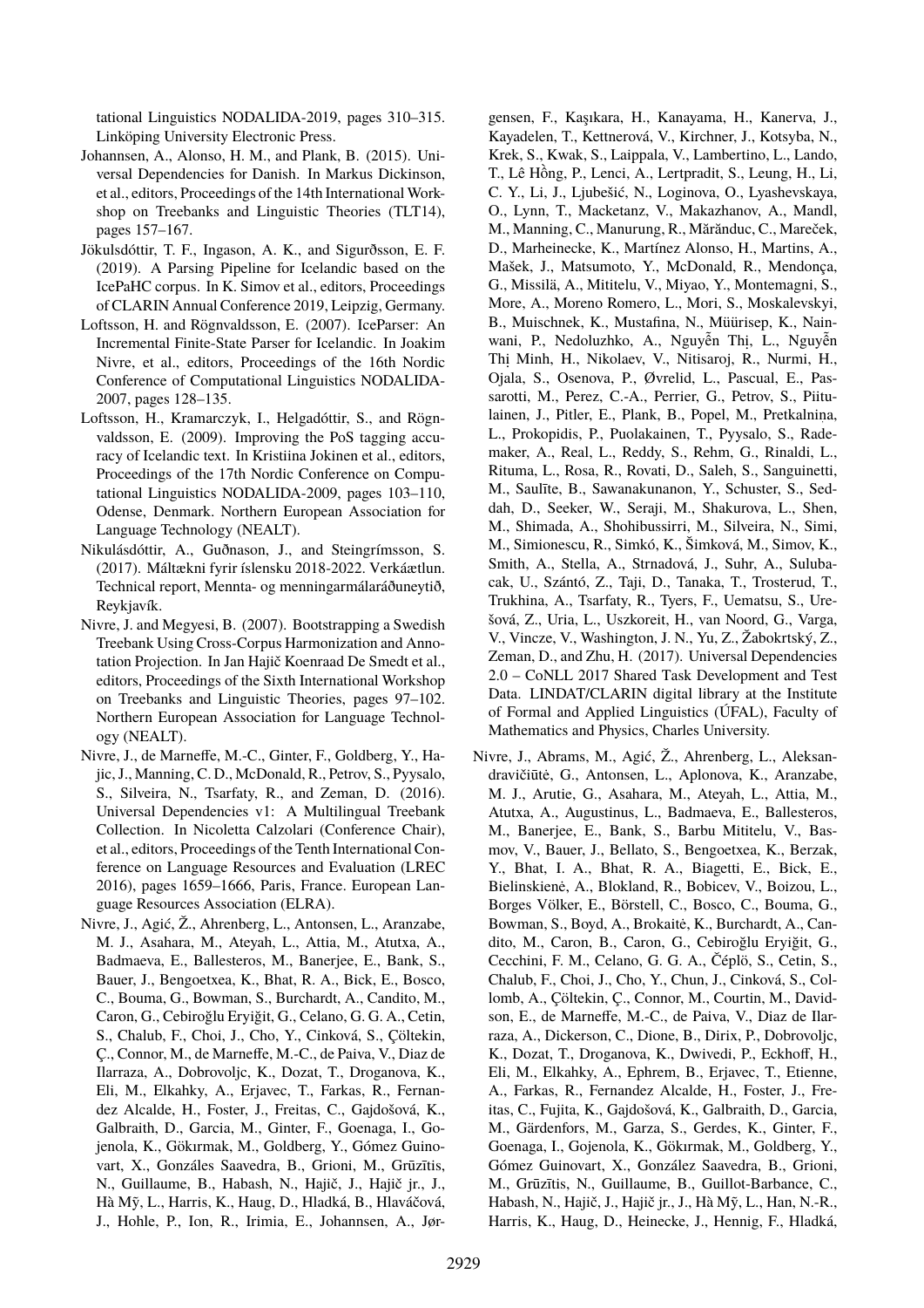tational Linguistics NODALIDA-2019, pages 310–315. Linköping University Electronic Press.

Johannsen, A., Alonso, H. M., and Plank, B. (2015). Universal Dependencies for Danish. In Markus Dickinson, et al., editors, Proceedings of the 14th International Workshop on Treebanks and Linguistic Theories (TLT14), pages 157–167.

Jökulsdóttir, T. F., Ingason, A. K., and Sigurðsson, E. F. (2019). A Parsing Pipeline for Icelandic based on the IcePaHC corpus. In K. Simov et al., editors, Proceedings of CLARIN Annual Conference 2019, Leipzig, Germany.

Loftsson, H. and Rögnvaldsson, E. (2007). IceParser: An Incremental Finite-State Parser for Icelandic. In Joakim Nivre, et al., editors, Proceedings of the 16th Nordic Conference of Computational Linguistics NODALIDA-2007, pages 128–135.

Loftsson, H., Kramarczyk, I., Helgadóttir, S., and Rögnvaldsson, E. (2009). Improving the PoS tagging accuracy of Icelandic text. In Kristiina Jokinen et al., editors, Proceedings of the 17th Nordic Conference on Computational Linguistics NODALIDA-2009, pages 103–110, Odense, Denmark. Northern European Association for Language Technology (NEALT).

Nikulásdóttir, A., Guðnason, J., and Steingrímsson, S. (2017). Máltækni fyrir íslensku 2018-2022. Verkáætlun. Technical report, Mennta- og menningarmálaráðuneytið, Reykjavík.

Nivre, J. and Megyesi, B. (2007). Bootstrapping a Swedish Treebank Using Cross-Corpus Harmonization and Annotation Projection. In Jan Hajič Koenraad De Smedt et al., editors, Proceedings of the Sixth International Workshop on Treebanks and Linguistic Theories, pages 97–102. Northern European Association for Language Technology (NEALT).

Nivre, J., de Marneffe, M.-C., Ginter, F., Goldberg, Y., Hajic, J., Manning, C. D., McDonald, R., Petrov, S., Pyysalo, S., Silveira, N., Tsarfaty, R., and Zeman, D. (2016). Universal Dependencies v1: A Multilingual Treebank Collection. In Nicoletta Calzolari (Conference Chair), et al., editors, Proceedings of the Tenth International Conference on Language Resources and Evaluation (LREC 2016), pages 1659–1666, Paris, France. European Language Resources Association (ELRA).

Nivre, J., Agić, Ž., Ahrenberg, L., Antonsen, L., Aranzabe, M. J., Asahara, M., Ateyah, L., Attia, M., Atutxa, A., Badmaeva, E., Ballesteros, M., Banerjee, E., Bank, S., Bauer, J., Bengoetxea, K., Bhat, R. A., Bick, E., Bosco, C., Bouma, G., Bowman, S., Burchardt, A., Candito, M., Caron, G., Cebiroğlu Eryiğit, G., Celano, G. G. A., Cetin, S., Chalub, F., Choi, J., Cho, Y., Cinková, S., Çöltekin, Ç., Connor, M., de Marneffe, M.-C., de Paiva, V., Diaz de Ilarraza, A., Dobrovoljc, K., Dozat, T., Droganova, K., Eli, M., Elkahky, A., Erjavec, T., Farkas, R., Fernandez Alcalde, H., Foster, J., Freitas, C., Gajdošová, K., Galbraith, D., Garcia, M., Ginter, F., Goenaga, I., Gojenola, K., Gökırmak, M., Goldberg, Y., Gómez Guinovart, X., Gonzáles Saavedra, B., Grioni, M., Grūzītis, N., Guillaume, B., Habash, N., Hajič, J., Hajič jr., J., Hà Mỹ, L., Harris, K., Haug, D., Hladká, B., Hlaváčová, J., Hohle, P., Ion, R., Irimia, E., Johannsen, A., Jørgensen, F., Kaşıkara, H., Kanayama, H., Kanerva, J., Kayadelen, T., Kettnerová, V., Kirchner, J., Kotsyba, N., Krek, S., Kwak, S., Laippala, V., Lambertino, L., Lando, T., Lê Hồng, P., Lenci, A., Lertpradit, S., Leung, H., Li, C. Y., Li, J., Ljubešić, N., Loginova, O., Lyashevskaya, O., Lynn, T., Macketanz, V., Makazhanov, A., Mandl, M., Manning, C., Manurung, R., Mărănduc, C., Mareček, D., Marheinecke, K., Martínez Alonso, H., Martins, A., Mašek, J., Matsumoto, Y., McDonald, R., Mendonça, G., Missilä, A., Mititelu, V., Miyao, Y., Montemagni, S., More, A., Moreno Romero, L., Mori, S., Moskalevskyi, B., Muischnek, K., Mustafina, N., Müürisep, K., Nainwani, P., Nedoluzhko, A., Nguyễn Thị, L., Nguyễn Thị Minh, H., Nikolaev, V., Nitisaroj, R., Nurmi, H., Ojala, S., Osenova, P., Øvrelid, L., Pascual, E., Passarotti, M., Perez, C.-A., Perrier, G., Petrov, S., Piitulainen, J., Pitler, E., Plank, B., Popel, M., Pretkalniņa, L., Prokopidis, P., Puolakainen, T., Pyysalo, S., Rademaker, A., Real, L., Reddy, S., Rehm, G., Rinaldi, L., Rituma, L., Rosa, R., Rovati, D., Saleh, S., Sanguinetti, M., Saulīte, B., Sawanakunanon, Y., Schuster, S., Seddah, D., Seeker, W., Seraji, M., Shakurova, L., Shen, M., Shimada, A., Shohibussirri, M., Silveira, N., Simi, M., Simionescu, R., Simkó, K., Šimková, M., Simov, K., Smith, A., Stella, A., Strnadová, J., Suhr, A., Sulubacak, U., Szántó, Z., Taji, D., Tanaka, T., Trosterud, T., Trukhina, A., Tsarfaty, R., Tyers, F., Uematsu, S., Urešová, Z., Uria, L., Uszkoreit, H., van Noord, G., Varga, V., Vincze, V., Washington, J. N., Yu, Z., Žabokrtský, Z., Zeman, D., and Zhu, H. (2017). Universal Dependencies 2.0 – CoNLL 2017 Shared Task Development and Test Data. LINDAT/CLARIN digital library at the Institute of Formal and Applied Linguistics (ÚFAL), Faculty of Mathematics and Physics, Charles University.

Nivre, J., Abrams, M., Agić, Ž., Ahrenberg, L., Aleksandravičiūtė, G., Antonsen, L., Aplonova, K., Aranzabe, M. J., Arutie, G., Asahara, M., Ateyah, L., Attia, M., Atutxa, A., Augustinus, L., Badmaeva, E., Ballesteros, M., Banerjee, E., Bank, S., Barbu Mititelu, V., Basmov, V., Bauer, J., Bellato, S., Bengoetxea, K., Berzak, Y., Bhat, I. A., Bhat, R. A., Biagetti, E., Bick, E., Bielinskienė, A., Blokland, R., Bobicev, V., Boizou, L., Borges Völker, E., Börstell, C., Bosco, C., Bouma, G., Bowman, S., Boyd, A., Brokaitė, K., Burchardt, A., Candito, M., Caron, B., Caron, G., Cebiroğlu Eryiğit, G., Cecchini, F. M., Celano, G. G. A., Čéplö, S., Cetin, S., Chalub, F., Choi, J., Cho, Y., Chun, J., Cinková, S., Collomb, A., Çöltekin, Ç., Connor, M., Courtin, M., Davidson, E., de Marneffe, M.-C., de Paiva, V., Diaz de Ilarraza, A., Dickerson, C., Dione, B., Dirix, P., Dobrovoljc, K., Dozat, T., Droganova, K., Dwivedi, P., Eckhoff, H., Eli, M., Elkahky, A., Ephrem, B., Erjavec, T., Etienne, A., Farkas, R., Fernandez Alcalde, H., Foster, J., Freitas, C., Fujita, K., Gajdošová, K., Galbraith, D., Garcia, M., Gärdenfors, M., Garza, S., Gerdes, K., Ginter, F., Goenaga, I., Gojenola, K., Gökırmak, M., Goldberg, Y., Gómez Guinovart, X., González Saavedra, B., Grioni, M., Grūzītis, N., Guillaume, B., Guillot-Barbance, C., Habash, N., Hajič, J., Hajič jr., J., Hà Mỹ, L., Han, N.-R., Harris, K., Haug, D., Heinecke, J., Hennig, F., Hladká,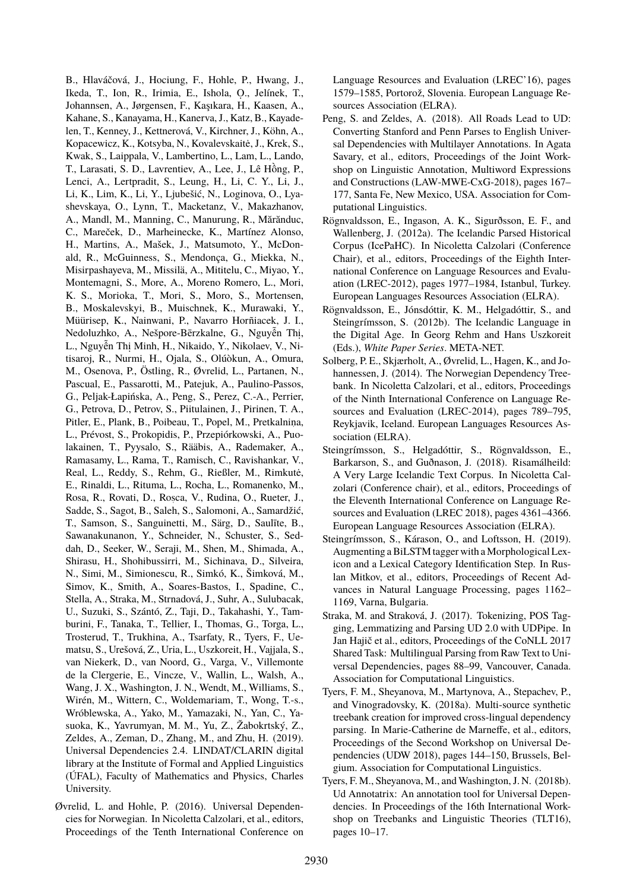B., Hlaváčová, J., Hociung, F., Hohle, P., Hwang, J., Ikeda, T., Ion, R., Irimia, E., Ishola, Ọ., Jelínek, T., Johannsen, A., Jørgensen, F., Kaşıkara, H., Kaasen, A., Kahane, S., Kanayama, H., Kanerva, J., Katz, B., Kayadelen, T., Kenney, J., Kettnerová, V., Kirchner, J., Köhn, A., Kopacewicz, K., Kotsyba, N., Kovalevskaitė, J., Krek, S., Kwak, S., Laippala, V., Lambertino, L., Lam, L., Lando, T., Larasati, S. D., Lavrentiev, A., Lee, J., Lê Hồng, P., Lenci, A., Lertpradit, S., Leung, H., Li, C. Y., Li, J., Li, K., Lim, K., Li, Y., Ljubešić, N., Loginova, O., Lyashevskaya, O., Lynn, T., Macketanz, V., Makazhanov, A., Mandl, M., Manning, C., Manurung, R., Mărănduc, C., Mareček, D., Marheinecke, K., Martínez Alonso, H., Martins, A., Mašek, J., Matsumoto, Y., McDonald, R., McGuinness, S., Mendonça, G., Miekka, N., Misirpashayeva, M., Missilä, A., Mititelu, C., Miyao, Y., Montemagni, S., More, A., Moreno Romero, L., Mori, K. S., Morioka, T., Mori, S., Moro, S., Mortensen, B., Moskalevskyi, B., Muischnek, K., Murawaki, Y., Müürisep, K., Nainwani, P., Navarro Horñiacek, J. I., Nedoluzhko, A., Nešpore-Bērzkalne, G., Nguyễn Thị, L., Nguyễn Thị Minh, H., Nikaido, Y., Nikolaev, V., Nitisaroj, R., Nurmi, H., Ojala, S., Olúòkun, A., Omura, M., Osenova, P., Östling, R., Øvrelid, L., Partanen, N., Pascual, E., Passarotti, M., Patejuk, A., Paulino-Passos, G., Peljak-Łapińska, A., Peng, S., Perez, C.-A., Perrier, G., Petrova, D., Petrov, S., Piitulainen, J., Pirinen, T. A., Pitler, E., Plank, B., Poibeau, T., Popel, M., Pretkalnina, L., Prévost, S., Prokopidis, P., Przepiórkowski, A., Puolakainen, T., Pyysalo, S., Rääbis, A., Rademaker, A., Ramasamy, L., Rama, T., Ramisch, C., Ravishankar, V., Real, L., Reddy, S., Rehm, G., Rießler, M., Rimkutė, E., Rinaldi, L., Rituma, L., Rocha, L., Romanenko, M., Rosa, R., Rovati, D., Roșca, V., Rudina, O., Rueter, J., Sadde, S., Sagot, B., Saleh, S., Salomoni, A., Samardžić, T., Samson, S., Sanguinetti, M., Särg, D., Saulīte, B., Sawanakunanon, Y., Schneider, N., Schuster, S., Seddah, D., Seeker, W., Seraji, M., Shen, M., Shimada, A., Shirasu, H., Shohibussirri, M., Sichinava, D., Silveira, N., Simi, M., Simionescu, R., Simkó, K., Šimková, M., Simov, K., Smith, A., Soares-Bastos, I., Spadine, C., Stella, A., Straka, M., Strnadová, J., Suhr, A., Sulubacak, U., Suzuki, S., Szántó, Z., Taji, D., Takahashi, Y., Tamburini, F., Tanaka, T., Tellier, I., Thomas, G., Torga, L., Trosterud, T., Trukhina, A., Tsarfaty, R., Tyers, F., Uematsu, S., Urešová, Z., Uria, L., Uszkoreit, H., Vajjala, S., van Niekerk, D., van Noord, G., Varga, V., Villemonte de la Clergerie, E., Vincze, V., Wallin, L., Walsh, A., Wang, J. X., Washington, J. N., Wendt, M., Williams, S., Wirén, M., Wittern, C., Woldemariam, T., Wong, T.-s., Wróblewska, A., Yako, M., Yamazaki, N., Yan, C., Yasuoka, K., Yavrumyan, M. M., Yu, Z., Žabokrtský, Z., Zeldes, A., Zeman, D., Zhang, M., and Zhu, H. (2019). Universal Dependencies 2.4. LINDAT/CLARIN digital library at the Institute of Formal and Applied Linguistics (ÚFAL), Faculty of Mathematics and Physics, Charles University.

Øvrelid, L. and Hohle, P. (2016). Universal Dependencies for Norwegian. In Nicoletta Calzolari, et al., editors, Proceedings of the Tenth International Conference on Language Resources and Evaluation (LREC'16), pages 1579–1585, Portorož, Slovenia. European Language Resources Association (ELRA).

Peng, S. and Zeldes, A. (2018). All Roads Lead to UD: Converting Stanford and Penn Parses to English Universal Dependencies with Multilayer Annotations. In Agata Savary, et al., editors, Proceedings of the Joint Workshop on Linguistic Annotation, Multiword Expressions and Constructions (LAW-MWE-CxG-2018), pages 167–177, Santa Fe, New Mexico, USA. Association for Computational Linguistics.

Rögnvaldsson, E., Ingason, A. K., Sigurðsson, E. F., and Wallenberg, J. (2012a). The Icelandic Parsed Historical Corpus (IcePaHC). In Nicoletta Calzolari (Conference Chair), et al., editors, Proceedings of the Eighth International Conference on Language Resources and Evaluation (LREC-2012), pages 1977–1984, Istanbul, Turkey. European Languages Resources Association (ELRA).

Rögnvaldsson, E., Jónsdóttir, K. M., Helgadóttir, S., and Steingrímsson, S. (2012b). The Icelandic Language in the Digital Age. In Georg Rehm and Hans Uszkoreit (Eds.), *White Paper Series*. META-NET.

Solberg, P. E., Skjærholt, A., Øvrelid, L., Hagen, K., and Johannessen, J. (2014). The Norwegian Dependency Treebank. In Nicoletta Calzolari, et al., editors, Proceedings of the Ninth International Conference on Language Resources and Evaluation (LREC-2014), pages 789–795, Reykjavik, Iceland. European Languages Resources Association (ELRA).

Steingrímsson, S., Helgadóttir, S., Rögnvaldsson, E., Barkarson, S., and Guðnason, J. (2018). Risamálheild: A Very Large Icelandic Text Corpus. In Nicoletta Calzolari (Conference chair), et al., editors, Proceedings of the Eleventh International Conference on Language Resources and Evaluation (LREC 2018), pages 4361–4366. European Language Resources Association (ELRA).

Steingrímsson, S., Kárason, O., and Loftsson, H. (2019). Augmenting a BiLSTM tagger with a Morphological Lexicon and a Lexical Category Identification Step. In Ruslan Mitkov, et al., editors, Proceedings of Recent Advances in Natural Language Processing, pages 1162–1169, Varna, Bulgaria.

Straka, M. and Straková, J. (2017). Tokenizing, POS Tagging, Lemmatizing and Parsing UD 2.0 with UDPipe. In Jan Hajič et al., editors, Proceedings of the CoNLL 2017 Shared Task: Multilingual Parsing from Raw Text to Universal Dependencies, pages 88–99, Vancouver, Canada. Association for Computational Linguistics.

Tyers, F. M., Sheyanova, M., Martynova, A., Stepachev, P., and Vinogradovsky, K. (2018a). Multi-source synthetic treebank creation for improved cross-lingual dependency parsing. In Marie-Catherine de Marneffe, et al., editors, Proceedings of the Second Workshop on Universal Dependencies (UDW 2018), pages 144–150, Brussels, Belgium. Association for Computational Linguistics.

Tyers, F. M., Sheyanova, M., and Washington, J. N. (2018b). Ud Annotatrix: An annotation tool for Universal Dependencies. In Proceedings of the 16th International Workshop on Treebanks and Linguistic Theories (TLT16), pages 10–17.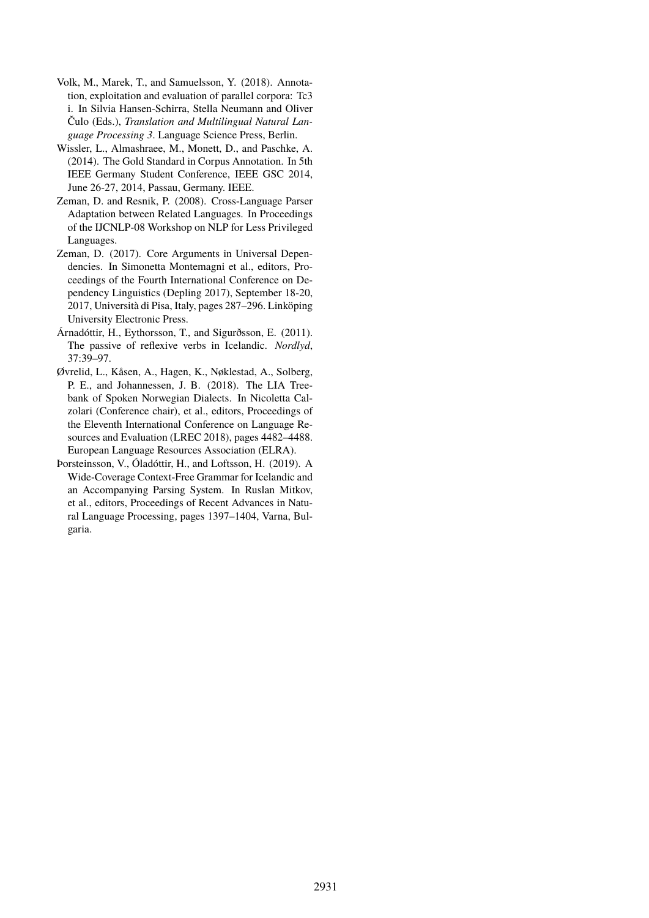Volk, M., Marek, T., and Samuelsson, Y. (2018). Annotation, exploitation and evaluation of parallel corpora: Tc3 i. In Silvia Hansen-Schirra, Stella Neumann and Oliver Čulo (Eds.), *Translation and Multilingual Natural Language Processing 3*. Language Science Press, Berlin.

Wissler, L., Almashraee, M., Monett, D., and Paschke, A. (2014). The Gold Standard in Corpus Annotation. In 5th IEEE Germany Student Conference, IEEE GSC 2014, June 26-27, 2014, Passau, Germany. IEEE.

Zeman, D. and Resnik, P. (2008). Cross-Language Parser Adaptation between Related Languages. In Proceedings of the IJCNLP-08 Workshop on NLP for Less Privileged Languages.

Zeman, D. (2017). Core Arguments in Universal Dependencies. In Simonetta Montemagni et al., editors, Proceedings of the Fourth International Conference on Dependency Linguistics (Depling 2017), September 18-20, 2017, Università di Pisa, Italy, pages 287–296. Linköping University Electronic Press.

Árnadóttir, H., Eythorsson, T., and Sigurðsson, E. (2011). The passive of reflexive verbs in Icelandic. *Nordlyd*, 37:39–97.

Øvrelid, L., Kåsen, A., Hagen, K., Nøklestad, A., Solberg, P. E., and Johannessen, J. B. (2018). The LIA Treebank of Spoken Norwegian Dialects. In Nicoletta Calzolari (Conference chair), et al., editors, Proceedings of the Eleventh International Conference on Language Resources and Evaluation (LREC 2018), pages 4482–4488. European Language Resources Association (ELRA).

Þorsteinsson, V., Óladóttir, H., and Loftsson, H. (2019). A Wide-Coverage Context-Free Grammar for Icelandic and an Accompanying Parsing System. In Ruslan Mitkov, et al., editors, Proceedings of Recent Advances in Natural Language Processing, pages 1397–1404, Varna, Bulgaria.